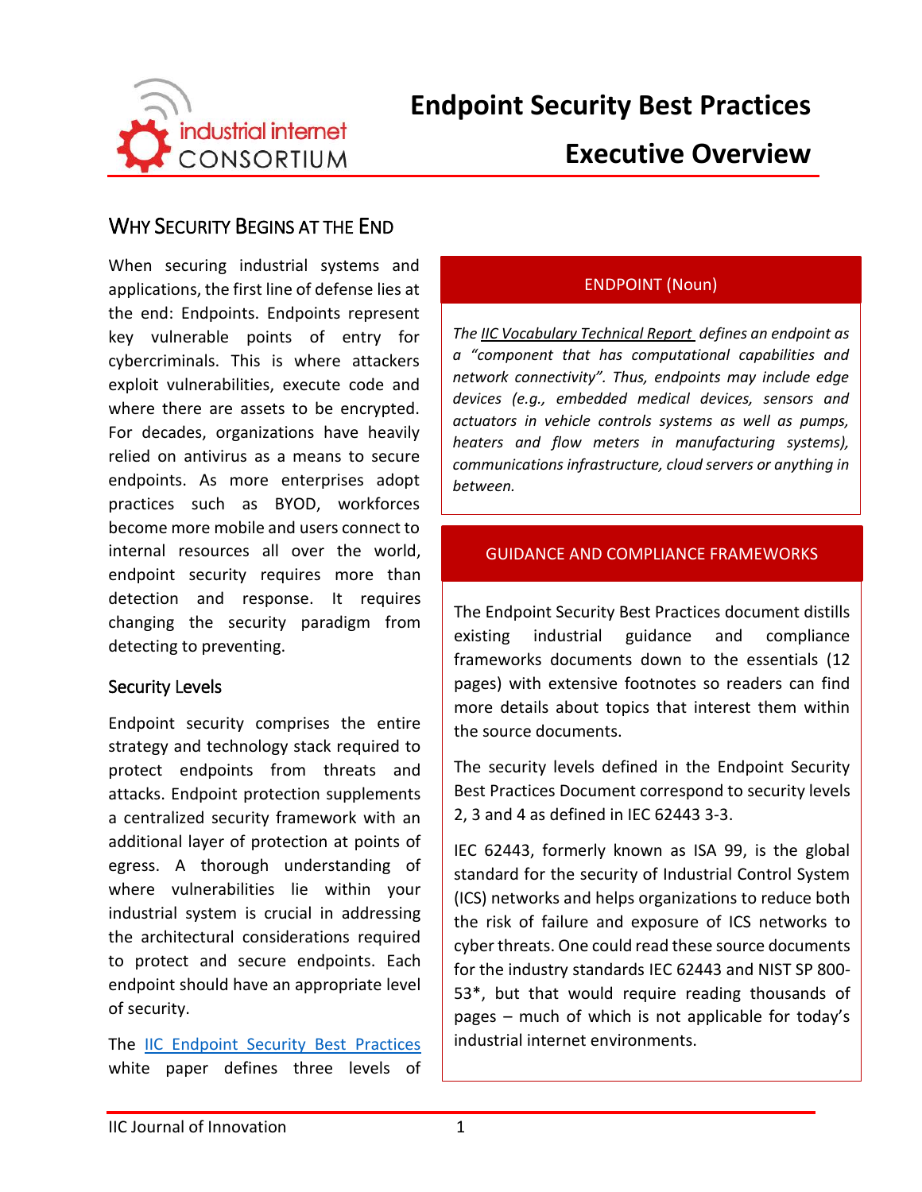# Endpoint Security Best Practices

## Executive Overview

## Why Security Begins at the End

When securing industrial systems and applications, the first line of defense lies at the end: Endpoints. Endpoints represent key vulnerable points of entry for cybercriminals. This is where attackers exploit vulnerabilities, execute code and where there are assets to be encrypted. For decades, organizations have heavily relied on antivirus as a means to secure endpoints. As more enterprises adopt practices such as BYOD, workforces become more mobile and users connect to internal resources all over the world, endpoint security requires more than detection and response. It requires changing the security paradigm from detecting to preventing.

### Security Levels

Endpoint security comprises the entire strategy and technology stack required to protect endpoints from threats and attacks. Endpoint protection supplements a centralized security framework with an additional layer of protection at points of egress. A thorough understanding of where vulnerabilities lie within your industrial system is crucial in addressing the architectural considerations required to protect and secure endpoints. Each endpoint should have an appropriate level of security.

The IIC Endpoint Security Best Practices white paper defines three levels of

### ENDPOINT (Noun)

*The IIC Vocabulary Technical Report defines an endpoint as a "component that has computational capabilities and network connectivity". Thus, endpoints may include edge devices (e.g., embedded medical devices, sensors and actuators in vehicle controls systems as well as pumps, heaters and flow meters in manufacturing systems), communications infrastructure, cloud servers or anything in between.*

### GUIDANCE AND COMPLIANCE FRAMEWORKS

The Endpoint Security Best Practices document distills existing industrial guidance and compliance frameworks documents down to the essentials (12 pages) with extensive footnotes so readers can find more details about topics that interest them within the source documents.

The security levels defined in the Endpoint Security Best Practices Document correspond to security levels 2, 3 and 4 as defined in IEC 62443 3-3.

IEC 62443, formerly known as ISA 99, is the global standard for the security of Industrial Control System (ICS) networks and helps organizations to reduce both the risk of failure and exposure of ICS networks to cyber threats. One could read these source documents for the industry standards IEC 62443 and NIST SP 800-53*, but that would require reading thousands of pages – much of which is not applicable for today's industrial internet environments.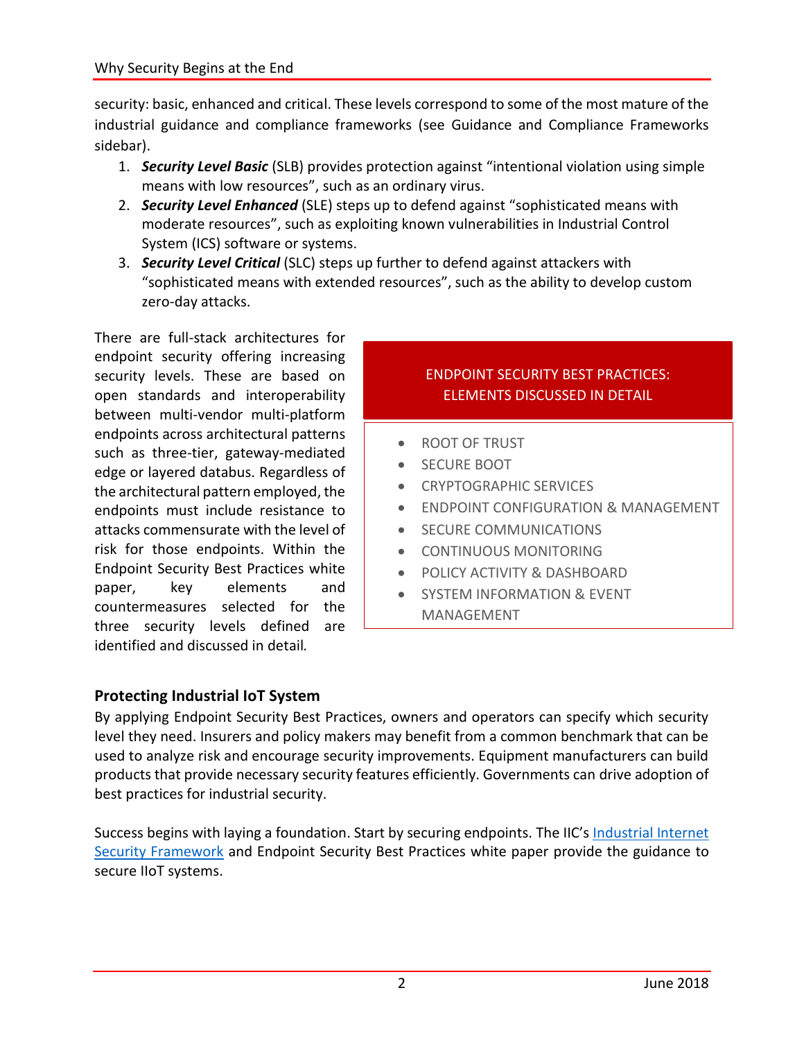security: basic, enhanced and critical. These levels correspond to some of the most mature of the industrial guidance and compliance frameworks (see Guidance and Compliance Frameworks sidebar).

1. ***Security Level Basic*** (SLB) provides protection against "intentional violation using simple means with low resources", such as an ordinary virus.
2. ***Security Level Enhanced*** (SLE) steps up to defend against "sophisticated means with moderate resources", such as exploiting known vulnerabilities in Industrial Control System (ICS) software or systems.
3. ***Security Level Critical*** (SLC) steps up further to defend against attackers with "sophisticated means with extended resources", such as the ability to develop custom zero-day attacks.

There are full-stack architectures for endpoint security offering increasing security levels. These are based on open standards and interoperability between multi-vendor multi-platform endpoints across architectural patterns such as three-tier, gateway-mediated edge or layered databus. Regardless of the architectural pattern employed, the endpoints must include resistance to attacks commensurate with the level of risk for those endpoints. Within the Endpoint Security Best Practices white paper, key elements and countermeasures selected for the three security levels defined are identified and discussed in detail.

**ENDPOINT SECURITY BEST PRACTICES: ELEMENTS DISCUSSED IN DETAIL**

- ROOT OF TRUST
- SECURE BOOT
- CRYPTOGRAPHIC SERVICES
- ENDPOINT CONFIGURATION & MANAGEMENT
- SECURE COMMUNICATIONS
- CONTINUOUS MONITORING
- POLICY ACTIVITY & DASHBOARD
- SYSTEM INFORMATION & EVENT MANAGEMENT

## Protecting Industrial IoT System

By applying Endpoint Security Best Practices, owners and operators can specify which security level they need. Insurers and policy makers may benefit from a common benchmark that can be used to analyze risk and encourage security improvements. Equipment manufacturers can build products that provide necessary security features efficiently. Governments can drive adoption of best practices for industrial security.

Success begins with laying a foundation. Start by securing endpoints. The IIC's Industrial Internet Security Framework and Endpoint Security Best Practices white paper provide the guidance to secure IIoT systems.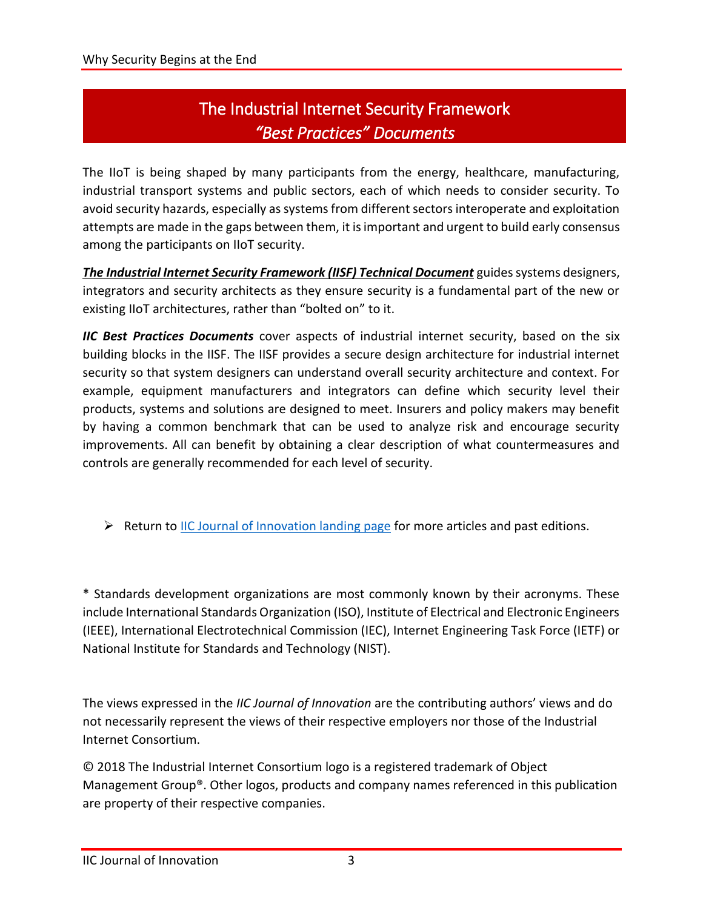## The Industrial Internet Security Framework
## *"Best Practices" Documents*

The IIoT is being shaped by many participants from the energy, healthcare, manufacturing, industrial transport systems and public sectors, each of which needs to consider security. To avoid security hazards, especially as systems from different sectors interoperate and exploitation attempts are made in the gaps between them, it is important and urgent to build early consensus among the participants on IIoT security.

***The Industrial Internet Security Framework (IISF) Technical Document*** guides systems designers, integrators and security architects as they ensure security is a fundamental part of the new or existing IIoT architectures, rather than "bolted on" to it.

***IIC Best Practices Documents*** cover aspects of industrial internet security, based on the six building blocks in the IISF. The IISF provides a secure design architecture for industrial internet security so that system designers can understand overall security architecture and context. For example, equipment manufacturers and integrators can define which security level their products, systems and solutions are designed to meet. Insurers and policy makers may benefit by having a common benchmark that can be used to analyze risk and encourage security improvements. All can benefit by obtaining a clear description of what countermeasures and controls are generally recommended for each level of security.

- Return to IIC Journal of Innovation landing page for more articles and past editions.

* Standards development organizations are most commonly known by their acronyms. These include International Standards Organization (ISO), Institute of Electrical and Electronic Engineers (IEEE), International Electrotechnical Commission (IEC), Internet Engineering Task Force (IETF) or National Institute for Standards and Technology (NIST).

The views expressed in the *IIC Journal of Innovation* are the contributing authors' views and do not necessarily represent the views of their respective employers nor those of the Industrial Internet Consortium.

© 2018 The Industrial Internet Consortium logo is a registered trademark of Object Management Group®. Other logos, products and company names referenced in this publication are property of their respective companies.